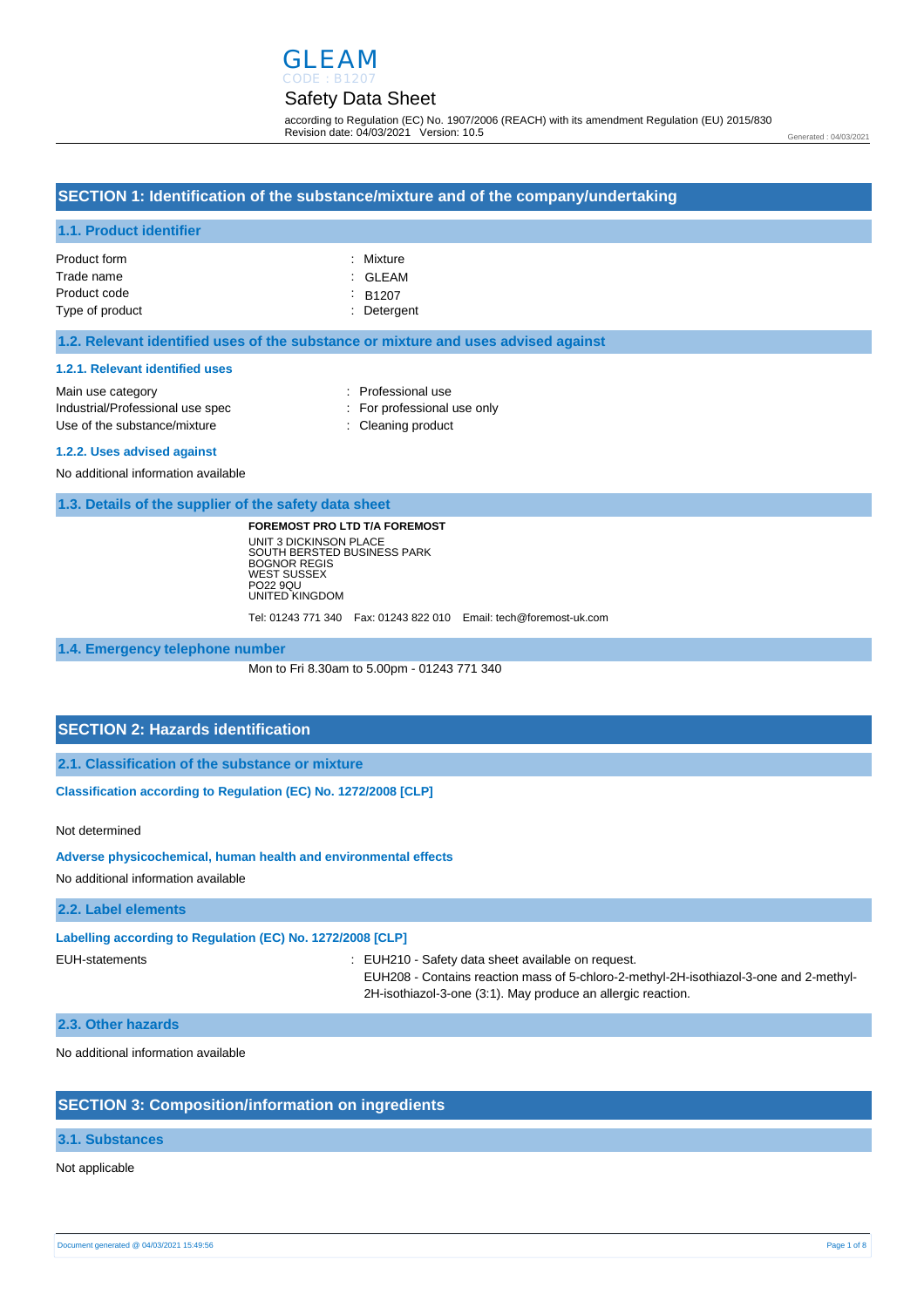# GLEAM

CODE : B1207

# Safety Data Sheet

according to Regulation (EC) No. 1907/2006 (REACH) with its amendment Regulation (EU) 2015/830
Revision date: 04/03/2021 Version: 10.5

Generated : 04/03/2021

## SECTION 1: Identification of the substance/mixture and of the company/undertaking

### 1.1. Product identifier

| | |
|---|---|
| Product form | : Mixture |
| Trade name | : GLEAM |
| Product code | : B1207 |
| Type of product | : Detergent |

### 1.2. Relevant identified uses of the substance or mixture and uses advised against

#### 1.2.1. Relevant identified uses

| | |
|---|---|
| Main use category | : Professional use |
| Industrial/Professional use spec | : For professional use only |
| Use of the substance/mixture | : Cleaning product |

#### 1.2.2. Uses advised against

No additional information available

### 1.3. Details of the supplier of the safety data sheet

**FOREMOST PRO LTD T/A FOREMOST**
UNIT 3 DICKINSON PLACE
SOUTH BERSTED BUSINESS PARK
BOGNOR REGIS
WEST SUSSEX
PO22 9QU
UNITED KINGDOM

Tel: 01243 771 340 Fax: 01243 822 010 Email: tech@foremost-uk.com

### 1.4. Emergency telephone number

Mon to Fri 8.30am to 5.00pm - 01243 771 340

## SECTION 2: Hazards identification

### 2.1. Classification of the substance or mixture

**Classification according to Regulation (EC) No. 1272/2008 [CLP]**

Not determined

**Adverse physicochemical, human health and environmental effects**

No additional information available

### 2.2. Label elements

**Labelling according to Regulation (EC) No. 1272/2008 [CLP]**

EUH-statements : EUH210 - Safety data sheet available on request.
EUH208 - Contains reaction mass of 5-chloro-2-methyl-2H-isothiazol-3-one and 2-methyl-2H-isothiazol-3-one (3:1). May produce an allergic reaction.

### 2.3. Other hazards

No additional information available

## SECTION 3: Composition/information on ingredients

### 3.1. Substances

Not applicable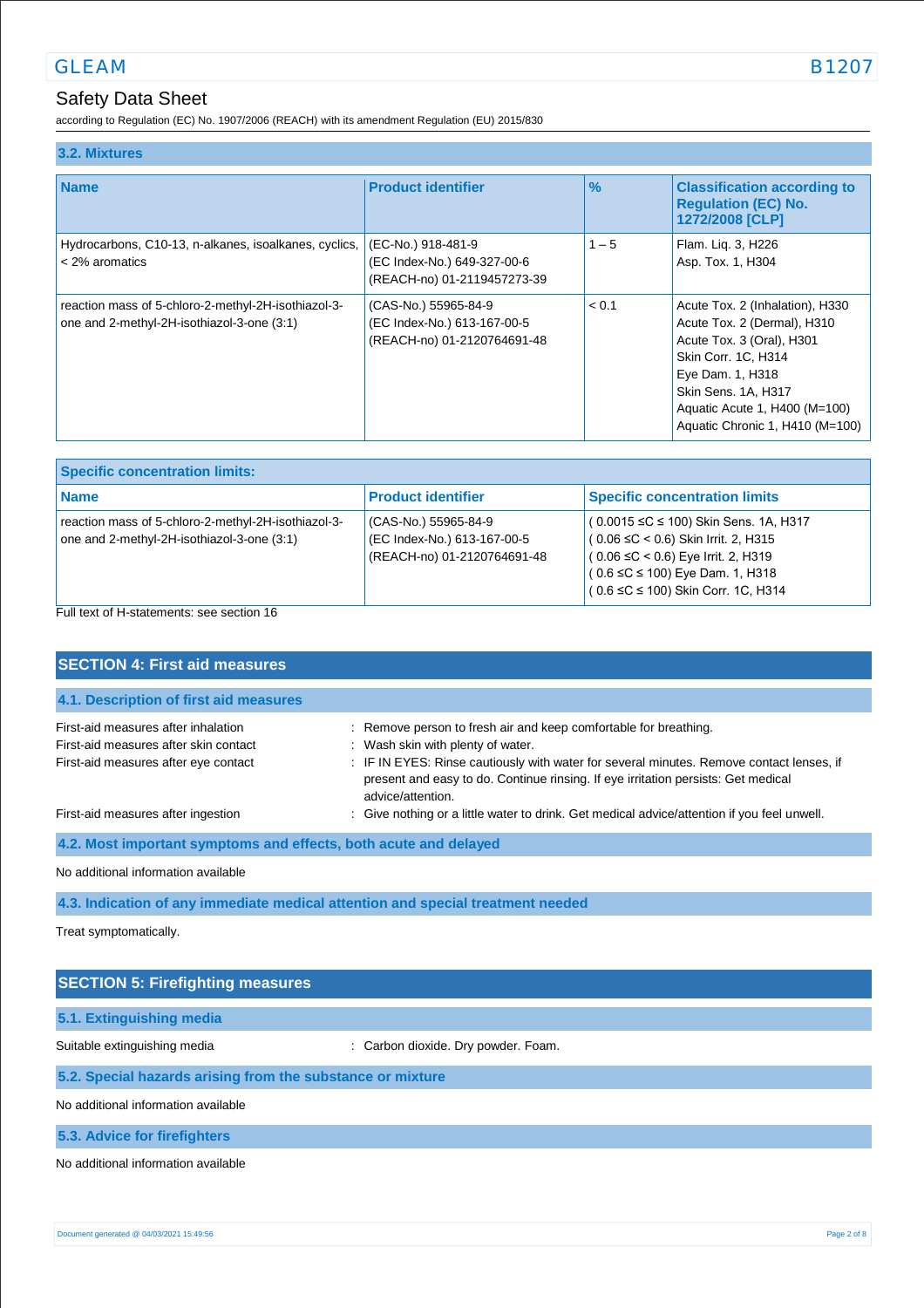### 3.2. Mixtures

| Name | Product identifier | % | Classification according to Regulation (EC) No. 1272/2008 [CLP] |
|---|---|---|---|
| Hydrocarbons, C10-13, n-alkanes, isoalkanes, cyclics, < 2% aromatics | (EC-No.) 918-481-9<br>(EC Index-No.) 649-327-00-6<br>(REACH-no) 01-2119457273-39 | 1 – 5 | Flam. Liq. 3, H226<br>Asp. Tox. 1, H304 |
| reaction mass of 5-chloro-2-methyl-2H-isothiazol-3-one and 2-methyl-2H-isothiazol-3-one (3:1) | (CAS-No.) 55965-84-9<br>(EC Index-No.) 613-167-00-5<br>(REACH-no) 01-2120764691-48 | < 0.1 | Acute Tox. 2 (Inhalation), H330<br>Acute Tox. 2 (Dermal), H310<br>Acute Tox. 3 (Oral), H301<br>Skin Corr. 1C, H314<br>Eye Dam. 1, H318<br>Skin Sens. 1A, H317<br>Aquatic Acute 1, H400 (M=100)<br>Aquatic Chronic 1, H410 (M=100) |

| Specific concentration limits: | | |
|---|---|---|
| **Name** | **Product identifier** | **Specific concentration limits** |
| reaction mass of 5-chloro-2-methyl-2H-isothiazol-3-one and 2-methyl-2H-isothiazol-3-one (3:1) | (CAS-No.) 55965-84-9<br>(EC Index-No.) 613-167-00-5<br>(REACH-no) 01-2120764691-48 | ( 0.0015 ≤C ≤ 100) Skin Sens. 1A, H317<br>( 0.06 ≤C < 0.6) Skin Irrit. 2, H315<br>( 0.06 ≤C < 0.6) Eye Irrit. 2, H319<br>( 0.6 ≤C ≤ 100) Eye Dam. 1, H318<br>( 0.6 ≤C ≤ 100) Skin Corr. 1C, H314 |

Full text of H-statements: see section 16

## SECTION 4: First aid measures

### 4.1. Description of first aid measures

First-aid measures after inhalation : Remove person to fresh air and keep comfortable for breathing.

First-aid measures after skin contact : Wash skin with plenty of water.

First-aid measures after eye contact : IF IN EYES: Rinse cautiously with water for several minutes. Remove contact lenses, if present and easy to do. Continue rinsing. If eye irritation persists: Get medical advice/attention.

First-aid measures after ingestion : Give nothing or a little water to drink. Get medical advice/attention if you feel unwell.

### 4.2. Most important symptoms and effects, both acute and delayed

No additional information available

### 4.3. Indication of any immediate medical attention and special treatment needed

Treat symptomatically.

## SECTION 5: Firefighting measures

### 5.1. Extinguishing media

Suitable extinguishing media : Carbon dioxide. Dry powder. Foam.

### 5.2. Special hazards arising from the substance or mixture

No additional information available

### 5.3. Advice for firefighters

No additional information available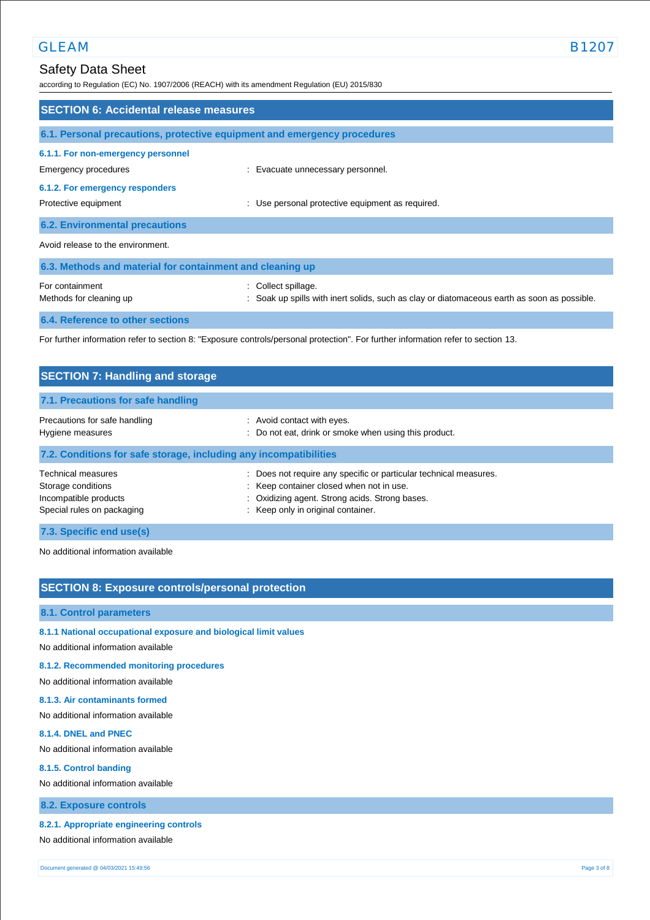## SECTION 6: Accidental release measures

### 6.1. Personal precautions, protective equipment and emergency procedures

#### 6.1.1. For non-emergency personnel

Emergency procedures : Evacuate unnecessary personnel.

#### 6.1.2. For emergency responders

Protective equipment : Use personal protective equipment as required.

### 6.2. Environmental precautions

Avoid release to the environment.

### 6.3. Methods and material for containment and cleaning up

For containment : Collect spillage.

Methods for cleaning up : Soak up spills with inert solids, such as clay or diatomaceous earth as soon as possible.

### 6.4. Reference to other sections

For further information refer to section 8: "Exposure controls/personal protection". For further information refer to section 13.

## SECTION 7: Handling and storage

### 7.1. Precautions for safe handling

Precautions for safe handling : Avoid contact with eyes.

Hygiene measures : Do not eat, drink or smoke when using this product.

### 7.2. Conditions for safe storage, including any incompatibilities

Technical measures : Does not require any specific or particular technical measures.

Storage conditions : Keep container closed when not in use.

Incompatible products : Oxidizing agent. Strong acids. Strong bases.

Special rules on packaging : Keep only in original container.

### 7.3. Specific end use(s)

No additional information available

## SECTION 8: Exposure controls/personal protection

### 8.1. Control parameters

#### 8.1.1 National occupational exposure and biological limit values

No additional information available

#### 8.1.2. Recommended monitoring procedures

No additional information available

#### 8.1.3. Air contaminants formed

No additional information available

#### 8.1.4. DNEL and PNEC

No additional information available

#### 8.1.5. Control banding

No additional information available

### 8.2. Exposure controls

#### 8.2.1. Appropriate engineering controls

No additional information available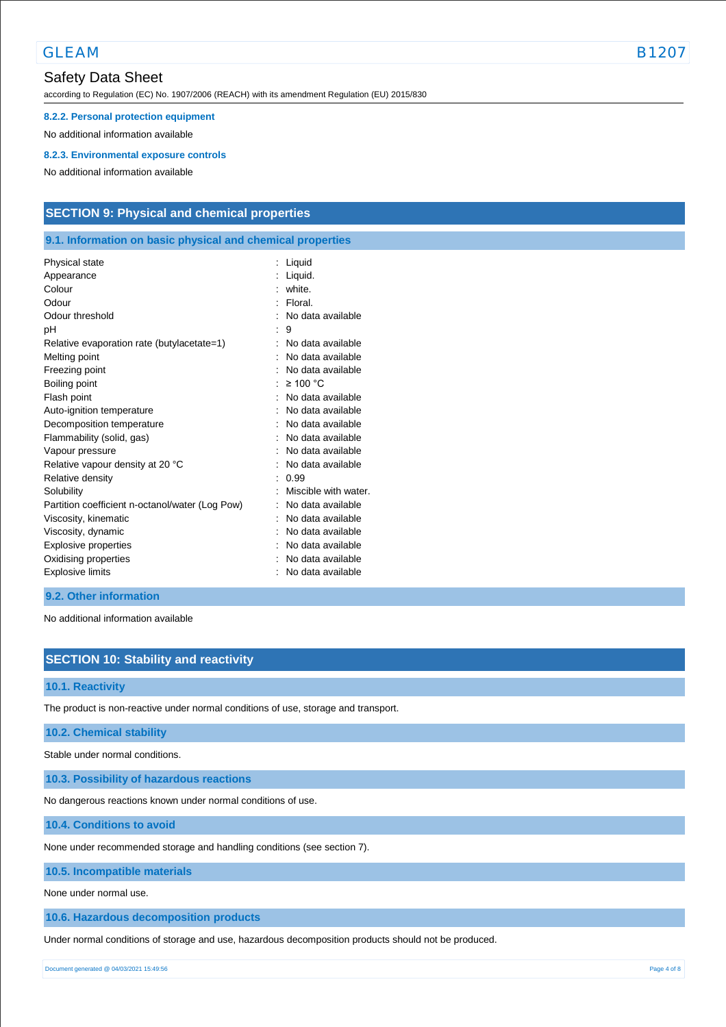#### 8.2.2. Personal protection equipment

No additional information available

#### 8.2.3. Environmental exposure controls

No additional information available

## SECTION 9: Physical and chemical properties

### 9.1. Information on basic physical and chemical properties

| | |
|---|---|
| Physical state | : Liquid |
| Appearance | : Liquid. |
| Colour | : white. |
| Odour | : Floral. |
| Odour threshold | : No data available |
| pH | : 9 |
| Relative evaporation rate (butylacetate=1) | : No data available |
| Melting point | : No data available |
| Freezing point | : No data available |
| Boiling point | : ≥ 100 °C |
| Flash point | : No data available |
| Auto-ignition temperature | : No data available |
| Decomposition temperature | : No data available |
| Flammability (solid, gas) | : No data available |
| Vapour pressure | : No data available |
| Relative vapour density at 20 °C | : No data available |
| Relative density | : 0.99 |
| Solubility | : Miscible with water. |
| Partition coefficient n-octanol/water (Log Pow) | : No data available |
| Viscosity, kinematic | : No data available |
| Viscosity, dynamic | : No data available |
| Explosive properties | : No data available |
| Oxidising properties | : No data available |
| Explosive limits | : No data available |

### 9.2. Other information

No additional information available

## SECTION 10: Stability and reactivity

### 10.1. Reactivity

The product is non-reactive under normal conditions of use, storage and transport.

### 10.2. Chemical stability

Stable under normal conditions.

### 10.3. Possibility of hazardous reactions

No dangerous reactions known under normal conditions of use.

### 10.4. Conditions to avoid

None under recommended storage and handling conditions (see section 7).

### 10.5. Incompatible materials

None under normal use.

### 10.6. Hazardous decomposition products

Under normal conditions of storage and use, hazardous decomposition products should not be produced.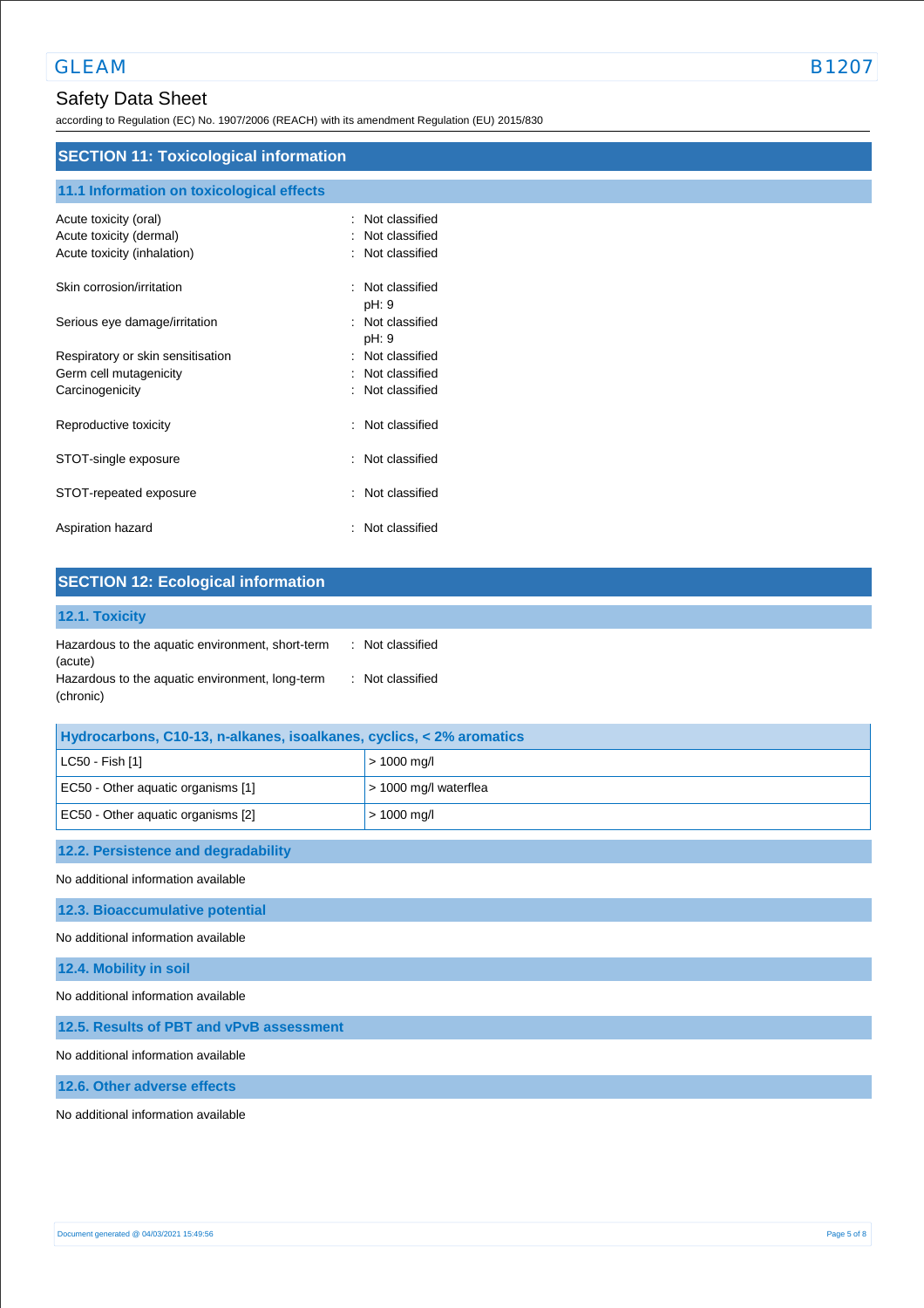## SECTION 11: Toxicological information

### 11.1 Information on toxicological effects

| | |
|---|---|
| Acute toxicity (oral) | : Not classified |
| Acute toxicity (dermal) | : Not classified |
| Acute toxicity (inhalation) | : Not classified |
| Skin corrosion/irritation | : Not classified<br>pH: 9 |
| Serious eye damage/irritation | : Not classified<br>pH: 9 |
| Respiratory or skin sensitisation | : Not classified |
| Germ cell mutagenicity | : Not classified |
| Carcinogenicity | : Not classified |
| Reproductive toxicity | : Not classified |
| STOT-single exposure | : Not classified |
| STOT-repeated exposure | : Not classified |
| Aspiration hazard | : Not classified |

## SECTION 12: Ecological information

### 12.1. Toxicity

| | |
|---|---|
| Hazardous to the aquatic environment, short-term (acute) | : Not classified |
| Hazardous to the aquatic environment, long-term (chronic) | : Not classified |

| Hydrocarbons, C10-13, n-alkanes, isoalkanes, cyclics, < 2% aromatics | |
|---|---|
| LC50 - Fish [1] | > 1000 mg/l |
| EC50 - Other aquatic organisms [1] | > 1000 mg/l waterflea |
| EC50 - Other aquatic organisms [2] | > 1000 mg/l |

### 12.2. Persistence and degradability

No additional information available

### 12.3. Bioaccumulative potential

No additional information available

### 12.4. Mobility in soil

No additional information available

### 12.5. Results of PBT and vPvB assessment

No additional information available

### 12.6. Other adverse effects

No additional information available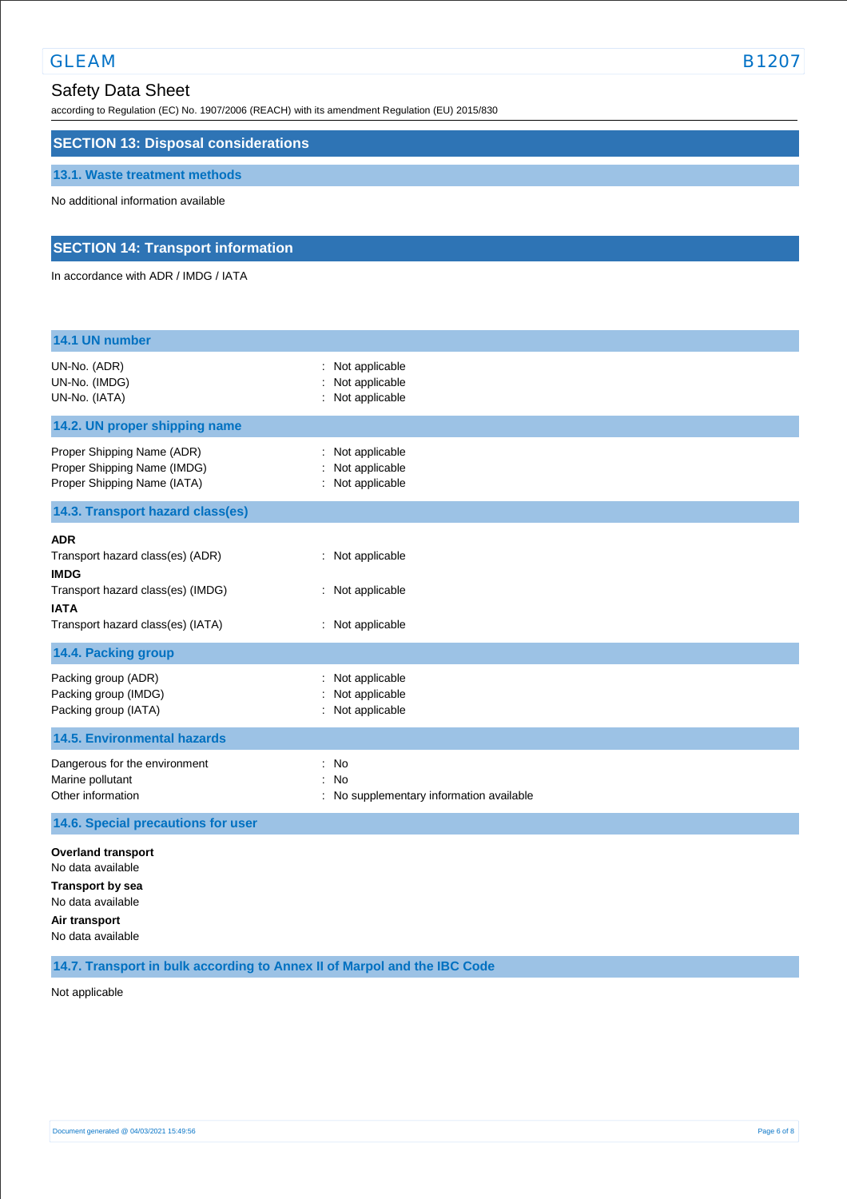## SECTION 13: Disposal considerations

### 13.1. Waste treatment methods

No additional information available

## SECTION 14: Transport information

In accordance with ADR / IMDG / IATA

### 14.1 UN number

| | |
|---|---|
| UN-No. (ADR) | : Not applicable |
| UN-No. (IMDG) | : Not applicable |
| UN-No. (IATA) | : Not applicable |

### 14.2. UN proper shipping name

| | |
|---|---|
| Proper Shipping Name (ADR) | : Not applicable |
| Proper Shipping Name (IMDG) | : Not applicable |
| Proper Shipping Name (IATA) | : Not applicable |

### 14.3. Transport hazard class(es)

**ADR**

| | |
|---|---|
| Transport hazard class(es) (ADR) | : Not applicable |

**IMDG**

| | |
|---|---|
| Transport hazard class(es) (IMDG) | : Not applicable |

**IATA**

| | |
|---|---|
| Transport hazard class(es) (IATA) | : Not applicable |

### 14.4. Packing group

| | |
|---|---|
| Packing group (ADR) | : Not applicable |
| Packing group (IMDG) | : Not applicable |
| Packing group (IATA) | : Not applicable |

### 14.5. Environmental hazards

| | |
|---|---|
| Dangerous for the environment | : No |
| Marine pollutant | : No |
| Other information | : No supplementary information available |

### 14.6. Special precautions for user

**Overland transport**

No data available

**Transport by sea**

No data available

**Air transport**

No data available

### 14.7. Transport in bulk according to Annex II of Marpol and the IBC Code

Not applicable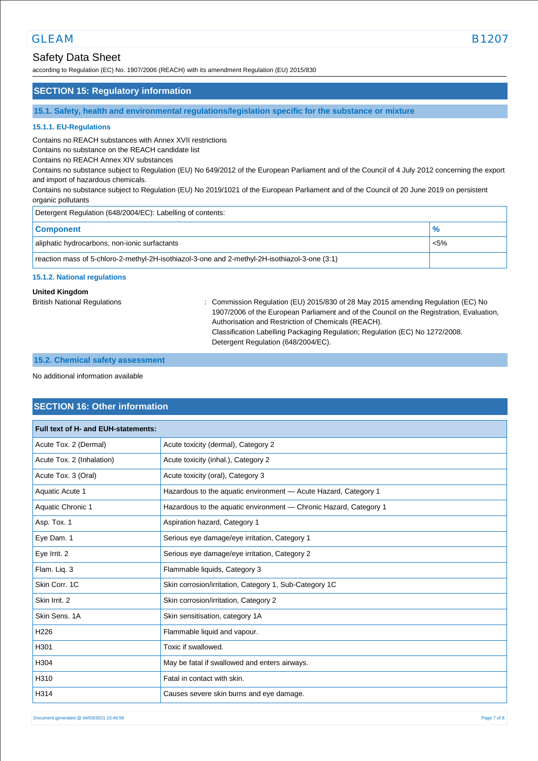## SECTION 15: Regulatory information

### 15.1. Safety, health and environmental regulations/legislation specific for the substance or mixture

#### 15.1.1. EU-Regulations

Contains no REACH substances with Annex XVII restrictions
Contains no substance on the REACH candidate list
Contains no REACH Annex XIV substances
Contains no substance subject to Regulation (EU) No 649/2012 of the European Parliament and of the Council of 4 July 2012 concerning the export and import of hazardous chemicals.
Contains no substance subject to Regulation (EU) No 2019/1021 of the European Parliament and of the Council of 20 June 2019 on persistent organic pollutants

| Detergent Regulation (648/2004/EC): Labelling of contents: | |
|---|---|
| **Component** | **%** |
| aliphatic hydrocarbons, non-ionic surfactants | <5% |
| reaction mass of 5-chloro-2-methyl-2H-isothiazol-3-one and 2-methyl-2H-isothiazol-3-one (3:1) | |

#### 15.1.2. National regulations

**United Kingdom**

British National Regulations : Commission Regulation (EU) 2015/830 of 28 May 2015 amending Regulation (EC) No 1907/2006 of the European Parliament and of the Council on the Registration, Evaluation, Authorisation and Restriction of Chemicals (REACH).
Classification Labelling Packaging Regulation; Regulation (EC) No 1272/2008.
Detergent Regulation (648/2004/EC).

### 15.2. Chemical safety assessment

No additional information available

## SECTION 16: Other information

| Full text of H- and EUH-statements: | |
|---|---|
| Acute Tox. 2 (Dermal) | Acute toxicity (dermal), Category 2 |
| Acute Tox. 2 (Inhalation) | Acute toxicity (inhal.), Category 2 |
| Acute Tox. 3 (Oral) | Acute toxicity (oral), Category 3 |
| Aquatic Acute 1 | Hazardous to the aquatic environment — Acute Hazard, Category 1 |
| Aquatic Chronic 1 | Hazardous to the aquatic environment — Chronic Hazard, Category 1 |
| Asp. Tox. 1 | Aspiration hazard, Category 1 |
| Eye Dam. 1 | Serious eye damage/eye irritation, Category 1 |
| Eye Irrit. 2 | Serious eye damage/eye irritation, Category 2 |
| Flam. Liq. 3 | Flammable liquids, Category 3 |
| Skin Corr. 1C | Skin corrosion/irritation, Category 1, Sub-Category 1C |
| Skin Irrit. 2 | Skin corrosion/irritation, Category 2 |
| Skin Sens. 1A | Skin sensitisation, category 1A |
| H226 | Flammable liquid and vapour. |
| H301 | Toxic if swallowed. |
| H304 | May be fatal if swallowed and enters airways. |
| H310 | Fatal in contact with skin. |
| H314 | Causes severe skin burns and eye damage. |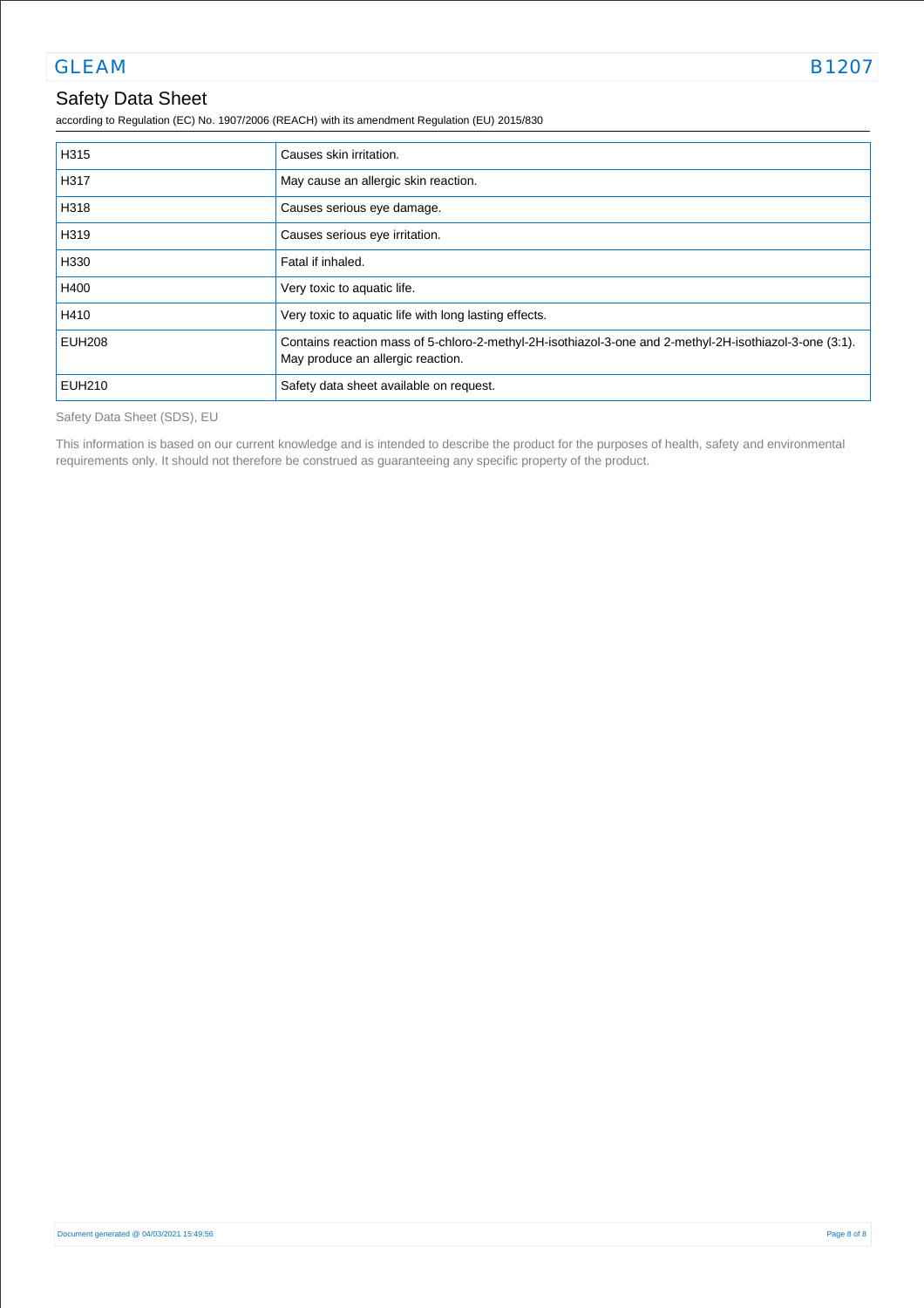| | |
|---|---|
| H315 | Causes skin irritation. |
| H317 | May cause an allergic skin reaction. |
| H318 | Causes serious eye damage. |
| H319 | Causes serious eye irritation. |
| H330 | Fatal if inhaled. |
| H400 | Very toxic to aquatic life. |
| H410 | Very toxic to aquatic life with long lasting effects. |
| EUH208 | Contains reaction mass of 5-chloro-2-methyl-2H-isothiazol-3-one and 2-methyl-2H-isothiazol-3-one (3:1). May produce an allergic reaction. |
| EUH210 | Safety data sheet available on request. |

Safety Data Sheet (SDS), EU

This information is based on our current knowledge and is intended to describe the product for the purposes of health, safety and environmental requirements only. It should not therefore be construed as guaranteeing any specific property of the product.